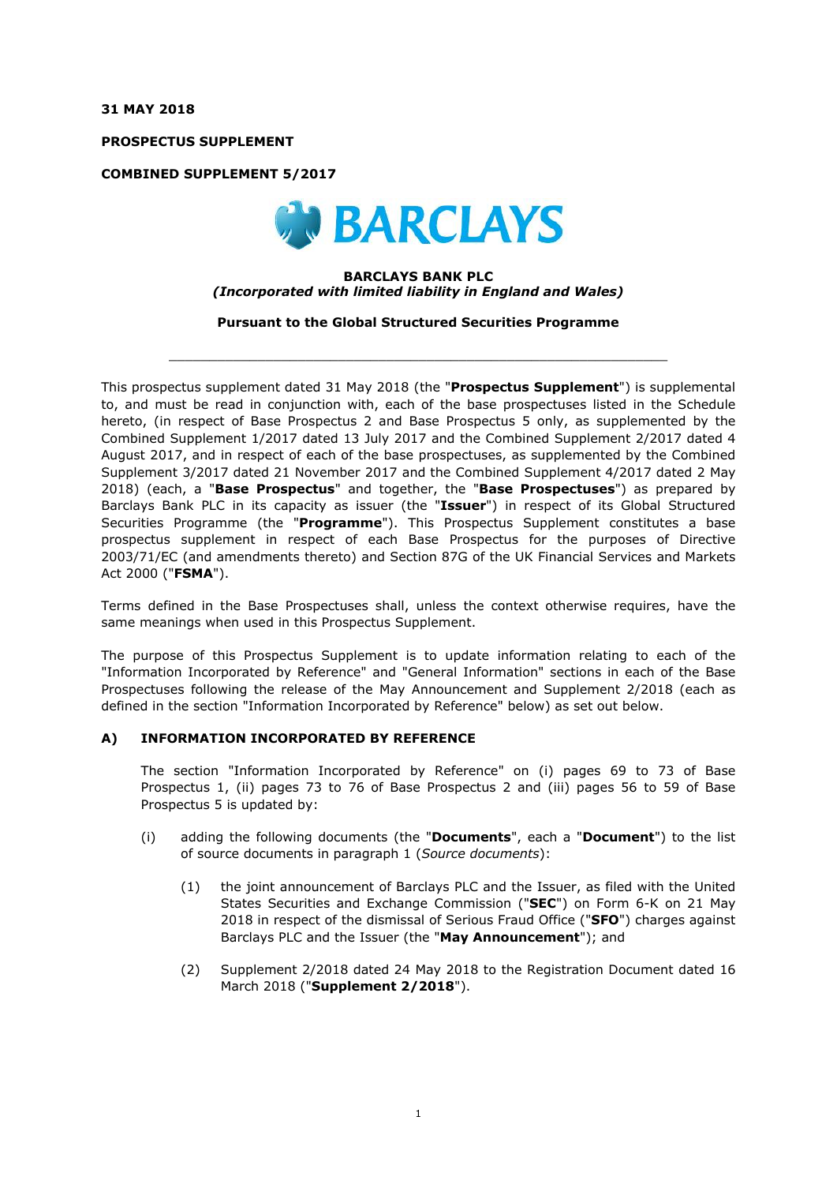**31 MAY 2018**

**PROSPECTUS SUPPLEMENT**

**COMBINED SUPPLEMENT 5/2017**

**BARCLAYS BANK PLC**
***(Incorporated with limited liability in England and Wales)***

**Pursuant to the Global Structured Securities Programme**

---

This prospectus supplement dated 31 May 2018 (the "**Prospectus Supplement**") is supplemental to, and must be read in conjunction with, each of the base prospectuses listed in the Schedule hereto, (in respect of Base Prospectus 2 and Base Prospectus 5 only, as supplemented by the Combined Supplement 1/2017 dated 13 July 2017 and the Combined Supplement 2/2017 dated 4 August 2017, and in respect of each of the base prospectuses, as supplemented by the Combined Supplement 3/2017 dated 21 November 2017 and the Combined Supplement 4/2017 dated 2 May 2018) (each, a "**Base Prospectus**" and together, the "**Base Prospectuses**") as prepared by Barclays Bank PLC in its capacity as issuer (the "**Issuer**") in respect of its Global Structured Securities Programme (the "**Programme**"). This Prospectus Supplement constitutes a base prospectus supplement in respect of each Base Prospectus for the purposes of Directive 2003/71/EC (and amendments thereto) and Section 87G of the UK Financial Services and Markets Act 2000 ("**FSMA**").

Terms defined in the Base Prospectuses shall, unless the context otherwise requires, have the same meanings when used in this Prospectus Supplement.

The purpose of this Prospectus Supplement is to update information relating to each of the "Information Incorporated by Reference" and "General Information" sections in each of the Base Prospectuses following the release of the May Announcement and Supplement 2/2018 (each as defined in the section "Information Incorporated by Reference" below) as set out below.

## A) INFORMATION INCORPORATED BY REFERENCE

The section "Information Incorporated by Reference" on (i) pages 69 to 73 of Base Prospectus 1, (ii) pages 73 to 76 of Base Prospectus 2 and (iii) pages 56 to 59 of Base Prospectus 5 is updated by:

(i) adding the following documents (the "**Documents**", each a "**Document**") to the list of source documents in paragraph 1 (*Source documents*):

(1) the joint announcement of Barclays PLC and the Issuer, as filed with the United States Securities and Exchange Commission ("**SEC**") on Form 6-K on 21 May 2018 in respect of the dismissal of Serious Fraud Office ("**SFO**") charges against Barclays PLC and the Issuer (the "**May Announcement**"); and

(2) Supplement 2/2018 dated 24 May 2018 to the Registration Document dated 16 March 2018 ("**Supplement 2/2018**").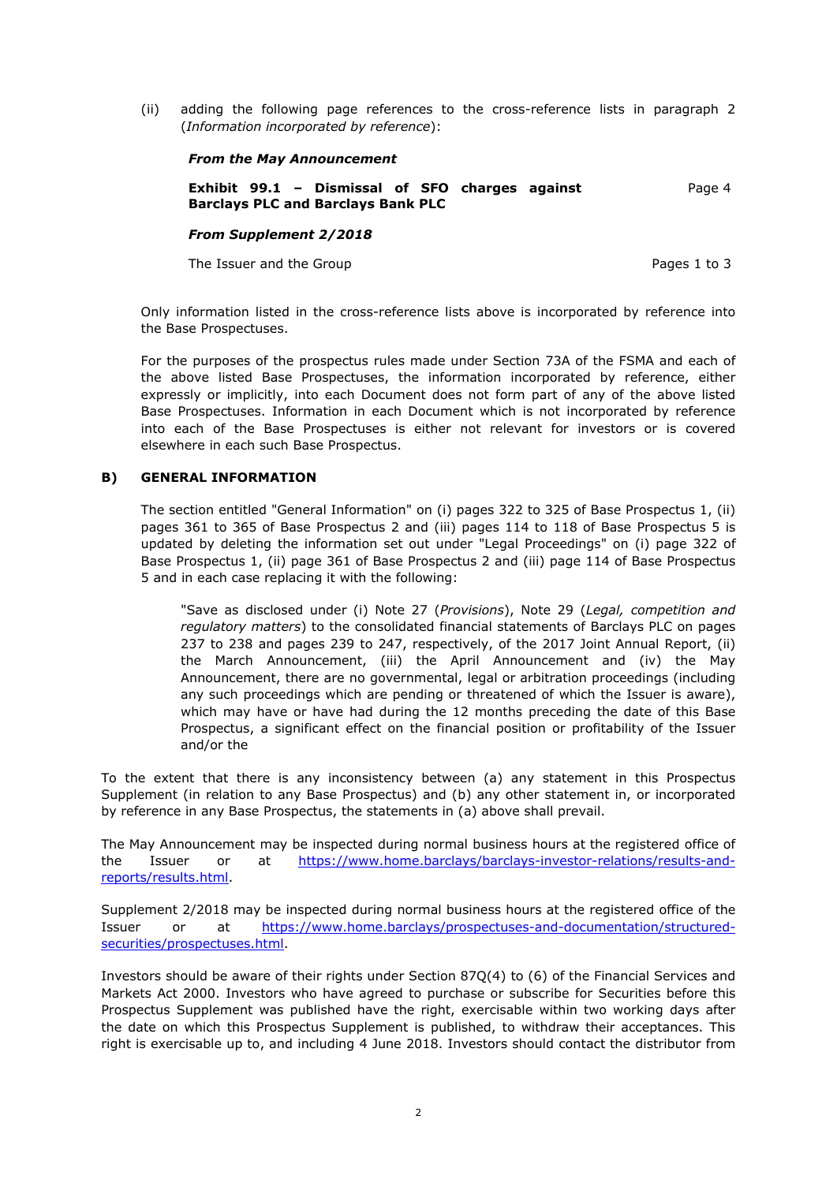(ii) adding the following page references to the cross-reference lists in paragraph 2 (*Information incorporated by reference*):

***From the May Announcement***

| | |
|---|---|
| **Exhibit 99.1 – Dismissal of SFO charges against Barclays PLC and Barclays Bank PLC** | Page 4 |

***From Supplement 2/2018***

| | |
|---|---|
| The Issuer and the Group | Pages 1 to 3 |

Only information listed in the cross-reference lists above is incorporated by reference into the Base Prospectuses.

For the purposes of the prospectus rules made under Section 73A of the FSMA and each of the above listed Base Prospectuses, the information incorporated by reference, either expressly or implicitly, into each Document does not form part of any of the above listed Base Prospectuses. Information in each Document which is not incorporated by reference into each of the Base Prospectuses is either not relevant for investors or is covered elsewhere in each such Base Prospectus.

## B) GENERAL INFORMATION

The section entitled "General Information" on (i) pages 322 to 325 of Base Prospectus 1, (ii) pages 361 to 365 of Base Prospectus 2 and (iii) pages 114 to 118 of Base Prospectus 5 is updated by deleting the information set out under "Legal Proceedings" on (i) page 322 of Base Prospectus 1, (ii) page 361 of Base Prospectus 2 and (iii) page 114 of Base Prospectus 5 and in each case replacing it with the following:

> "Save as disclosed under (i) Note 27 (*Provisions*), Note 29 (*Legal, competition and regulatory matters*) to the consolidated financial statements of Barclays PLC on pages 237 to 238 and pages 239 to 247, respectively, of the 2017 Joint Annual Report, (ii) the March Announcement, (iii) the April Announcement and (iv) the May Announcement, there are no governmental, legal or arbitration proceedings (including any such proceedings which are pending or threatened of which the Issuer is aware), which may have or have had during the 12 months preceding the date of this Base Prospectus, a significant effect on the financial position or profitability of the Issuer and/or the

To the extent that there is any inconsistency between (a) any statement in this Prospectus Supplement (in relation to any Base Prospectus) and (b) any other statement in, or incorporated by reference in any Base Prospectus, the statements in (a) above shall prevail.

The May Announcement may be inspected during normal business hours at the registered office of the Issuer or at https://www.home.barclays/barclays-investor-relations/results-and-reports/results.html.

Supplement 2/2018 may be inspected during normal business hours at the registered office of the Issuer or at https://www.home.barclays/prospectuses-and-documentation/structured-securities/prospectuses.html.

Investors should be aware of their rights under Section 87Q(4) to (6) of the Financial Services and Markets Act 2000. Investors who have agreed to purchase or subscribe for Securities before this Prospectus Supplement was published have the right, exercisable within two working days after the date on which this Prospectus Supplement is published, to withdraw their acceptances. This right is exercisable up to, and including 4 June 2018. Investors should contact the distributor from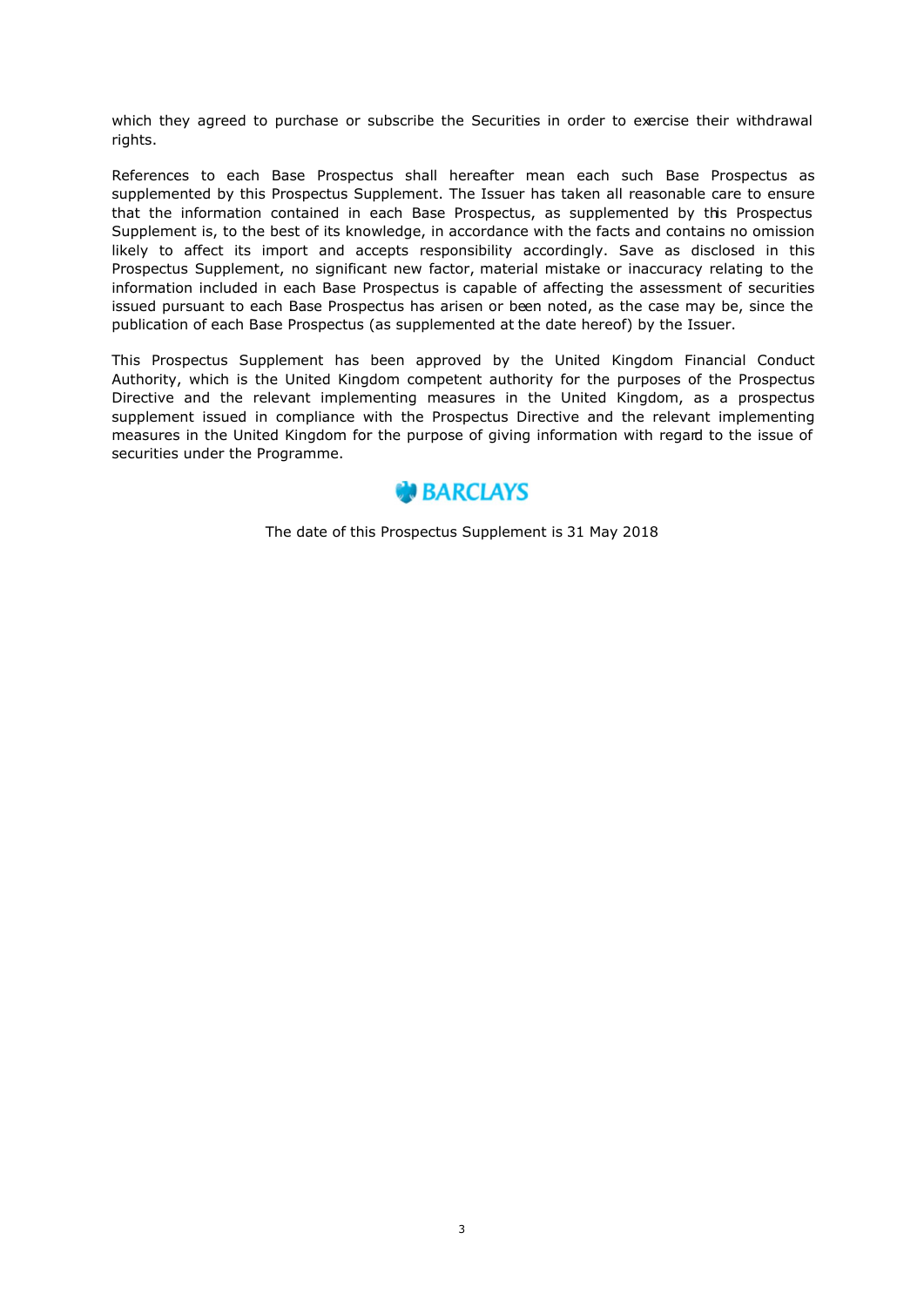which they agreed to purchase or subscribe the Securities in order to exercise their withdrawal rights.

References to each Base Prospectus shall hereafter mean each such Base Prospectus as supplemented by this Prospectus Supplement. The Issuer has taken all reasonable care to ensure that the information contained in each Base Prospectus, as supplemented by this Prospectus Supplement is, to the best of its knowledge, in accordance with the facts and contains no omission likely to affect its import and accepts responsibility accordingly. Save as disclosed in this Prospectus Supplement, no significant new factor, material mistake or inaccuracy relating to the information included in each Base Prospectus is capable of affecting the assessment of securities issued pursuant to each Base Prospectus has arisen or been noted, as the case may be, since the publication of each Base Prospectus (as supplemented at the date hereof) by the Issuer.

This Prospectus Supplement has been approved by the United Kingdom Financial Conduct Authority, which is the United Kingdom competent authority for the purposes of the Prospectus Directive and the relevant implementing measures in the United Kingdom, as a prospectus supplement issued in compliance with the Prospectus Directive and the relevant implementing measures in the United Kingdom for the purpose of giving information with regard to the issue of securities under the Programme.

BARCLAYS

The date of this Prospectus Supplement is 31 May 2018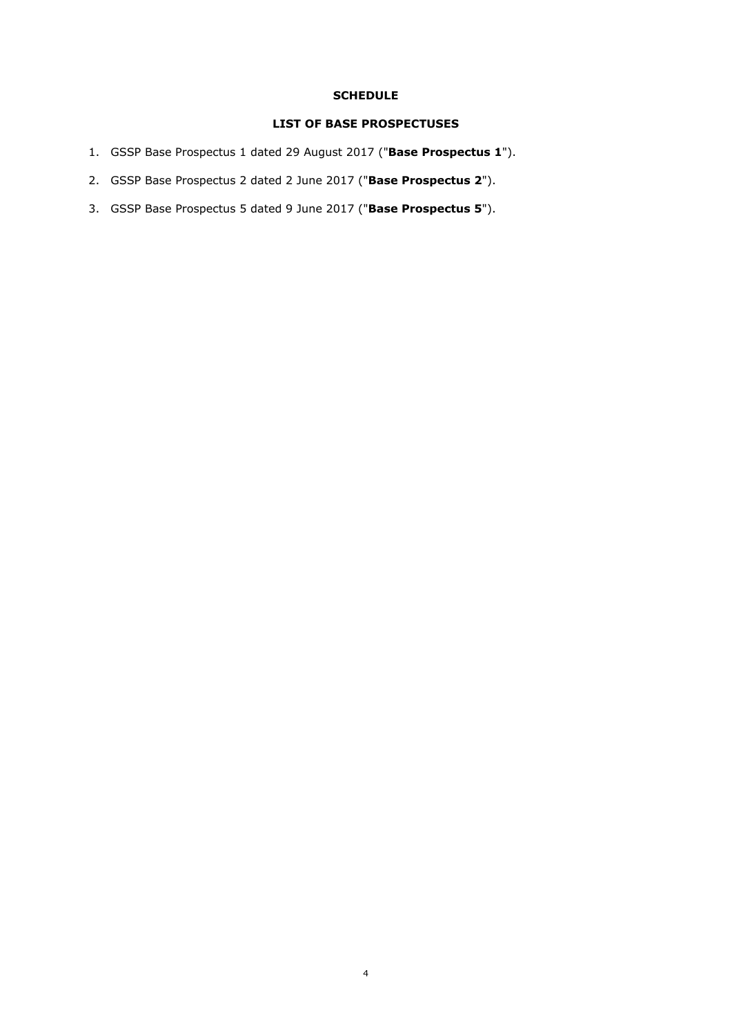## SCHEDULE

## LIST OF BASE PROSPECTUSES

1. GSSP Base Prospectus 1 dated 29 August 2017 ("**Base Prospectus 1**").
2. GSSP Base Prospectus 2 dated 2 June 2017 ("**Base Prospectus 2**").
3. GSSP Base Prospectus 5 dated 9 June 2017 ("**Base Prospectus 5**").